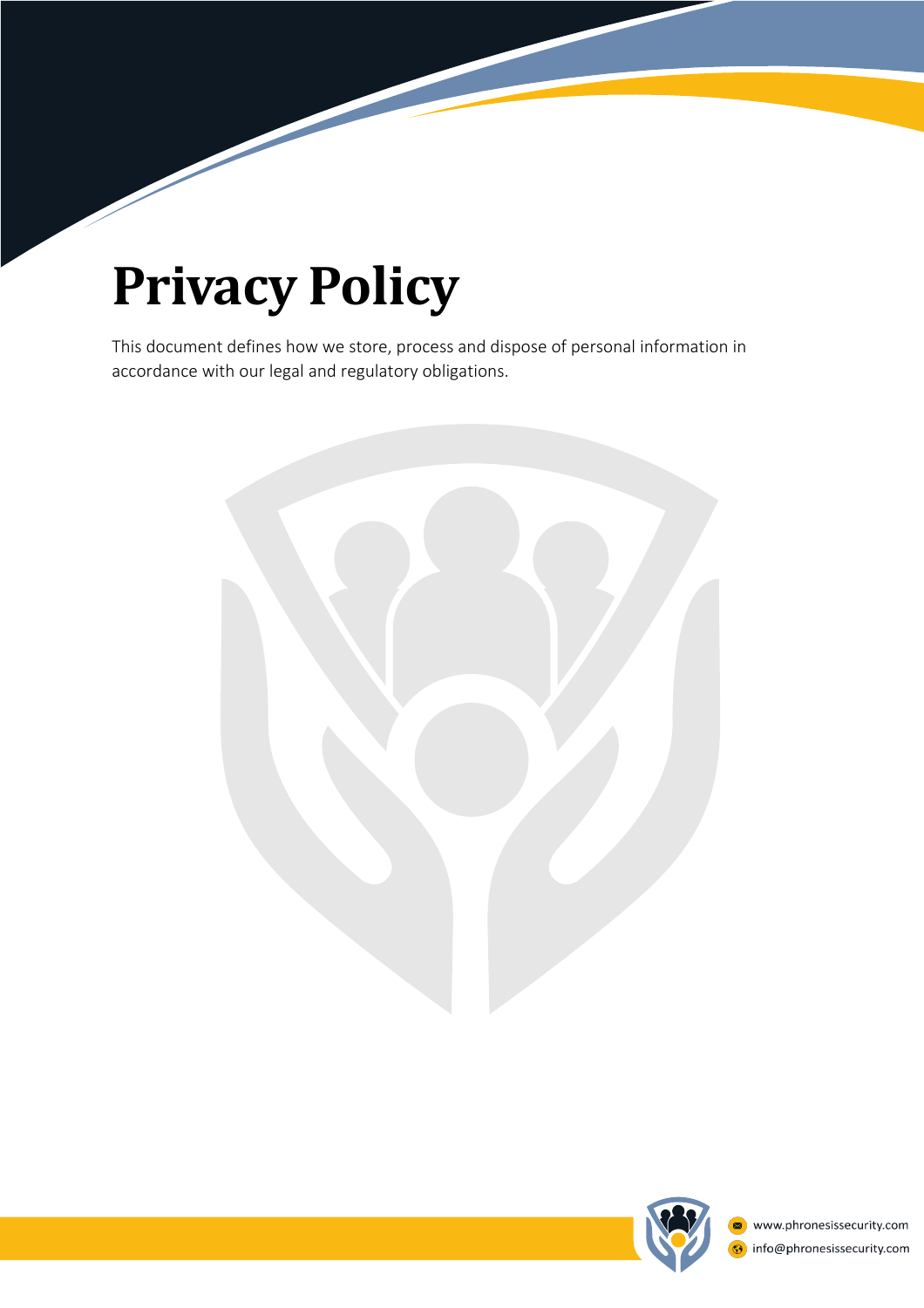# Privacy Policy

This document defines how we store, process and dispose of personal information in accordance with our legal and regulatory obligations.

www.phronesissecurity.com

info@phronesissecurity.com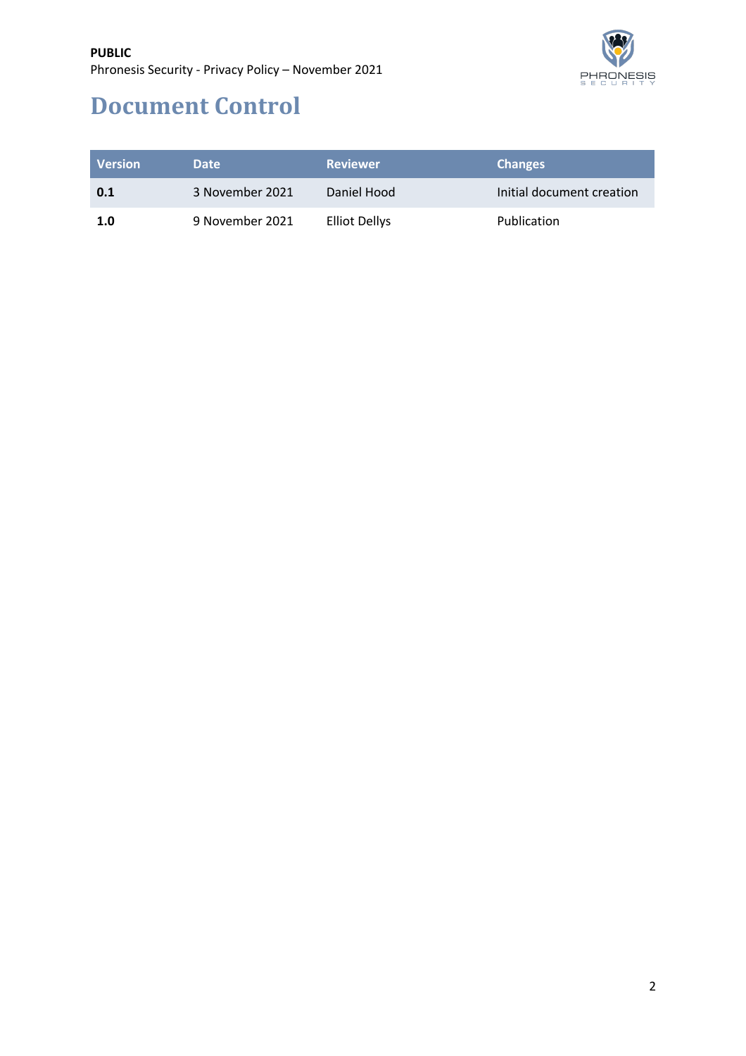# Document Control

| Version | Date | Reviewer | Changes |
| --- | --- | --- | --- |
| **0.1** | 3 November 2021 | Daniel Hood | Initial document creation |
| **1.0** | 9 November 2021 | Elliot Dellys | Publication |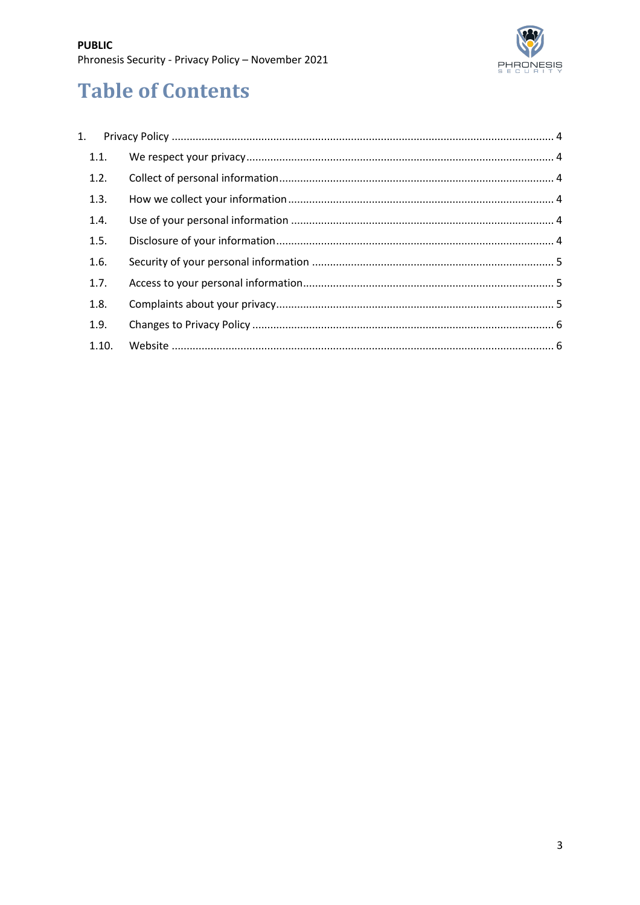# Table of Contents

1. Privacy Policy ........................................................................................................................ 4
   - 1.1. We respect your privacy ................................................................................................ 4
   - 1.2. Collect of personal information ..................................................................................... 4
   - 1.3. How we collect your information ................................................................................... 4
   - 1.4. Use of your personal information .................................................................................. 4
   - 1.5. Disclosure of your information ...................................................................................... 4
   - 1.6. Security of your personal information ........................................................................... 5
   - 1.7. Access to your personal information ............................................................................. 5
   - 1.8. Complaints about your privacy ...................................................................................... 5
   - 1.9. Changes to Privacy Policy .............................................................................................. 6
   - 1.10. Website ........................................................................................................................ 6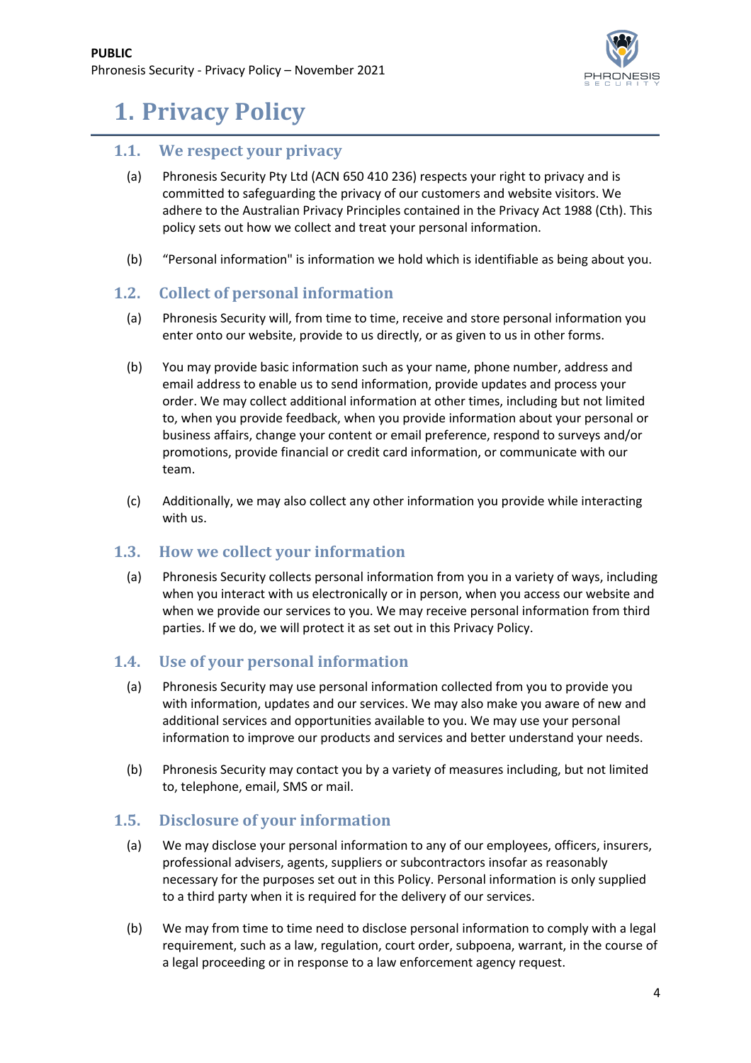# 1. Privacy Policy

## 1.1. We respect your privacy

(a) Phronesis Security Pty Ltd (ACN 650 410 236) respects your right to privacy and is committed to safeguarding the privacy of our customers and website visitors. We adhere to the Australian Privacy Principles contained in the Privacy Act 1988 (Cth). This policy sets out how we collect and treat your personal information.

(b) "Personal information" is information we hold which is identifiable as being about you.

## 1.2. Collect of personal information

(a) Phronesis Security will, from time to time, receive and store personal information you enter onto our website, provide to us directly, or as given to us in other forms.

(b) You may provide basic information such as your name, phone number, address and email address to enable us to send information, provide updates and process your order. We may collect additional information at other times, including but not limited to, when you provide feedback, when you provide information about your personal or business affairs, change your content or email preference, respond to surveys and/or promotions, provide financial or credit card information, or communicate with our team.

(c) Additionally, we may also collect any other information you provide while interacting with us.

## 1.3. How we collect your information

(a) Phronesis Security collects personal information from you in a variety of ways, including when you interact with us electronically or in person, when you access our website and when we provide our services to you. We may receive personal information from third parties. If we do, we will protect it as set out in this Privacy Policy.

## 1.4. Use of your personal information

(a) Phronesis Security may use personal information collected from you to provide you with information, updates and our services. We may also make you aware of new and additional services and opportunities available to you. We may use your personal information to improve our products and services and better understand your needs.

(b) Phronesis Security may contact you by a variety of measures including, but not limited to, telephone, email, SMS or mail.

## 1.5. Disclosure of your information

(a) We may disclose your personal information to any of our employees, officers, insurers, professional advisers, agents, suppliers or subcontractors insofar as reasonably necessary for the purposes set out in this Policy. Personal information is only supplied to a third party when it is required for the delivery of our services.

(b) We may from time to time need to disclose personal information to comply with a legal requirement, such as a law, regulation, court order, subpoena, warrant, in the course of a legal proceeding or in response to a law enforcement agency request.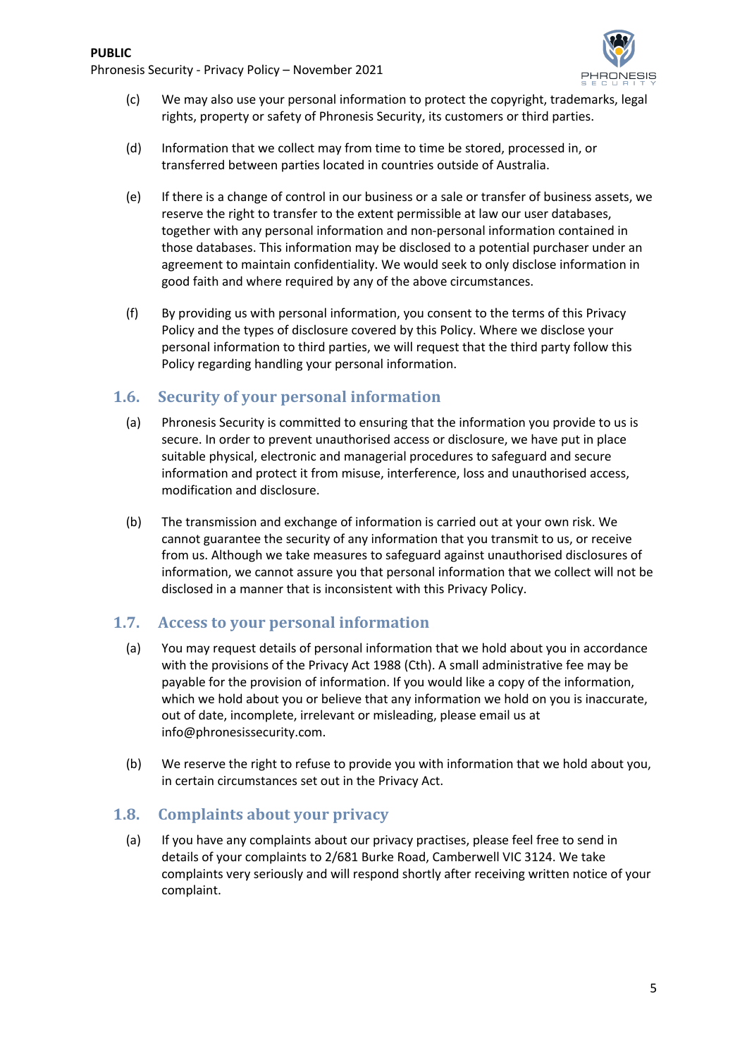(c) We may also use your personal information to protect the copyright, trademarks, legal rights, property or safety of Phronesis Security, its customers or third parties.

(d) Information that we collect may from time to time be stored, processed in, or transferred between parties located in countries outside of Australia.

(e) If there is a change of control in our business or a sale or transfer of business assets, we reserve the right to transfer to the extent permissible at law our user databases, together with any personal information and non-personal information contained in those databases. This information may be disclosed to a potential purchaser under an agreement to maintain confidentiality. We would seek to only disclose information in good faith and where required by any of the above circumstances.

(f) By providing us with personal information, you consent to the terms of this Privacy Policy and the types of disclosure covered by this Policy. Where we disclose your personal information to third parties, we will request that the third party follow this Policy regarding handling your personal information.

## 1.6. Security of your personal information

(a) Phronesis Security is committed to ensuring that the information you provide to us is secure. In order to prevent unauthorised access or disclosure, we have put in place suitable physical, electronic and managerial procedures to safeguard and secure information and protect it from misuse, interference, loss and unauthorised access, modification and disclosure.

(b) The transmission and exchange of information is carried out at your own risk. We cannot guarantee the security of any information that you transmit to us, or receive from us. Although we take measures to safeguard against unauthorised disclosures of information, we cannot assure you that personal information that we collect will not be disclosed in a manner that is inconsistent with this Privacy Policy.

## 1.7. Access to your personal information

(a) You may request details of personal information that we hold about you in accordance with the provisions of the Privacy Act 1988 (Cth). A small administrative fee may be payable for the provision of information. If you would like a copy of the information, which we hold about you or believe that any information we hold on you is inaccurate, out of date, incomplete, irrelevant or misleading, please email us at info@phronesissecurity.com.

(b) We reserve the right to refuse to provide you with information that we hold about you, in certain circumstances set out in the Privacy Act.

## 1.8. Complaints about your privacy

(a) If you have any complaints about our privacy practises, please feel free to send in details of your complaints to 2/681 Burke Road, Camberwell VIC 3124. We take complaints very seriously and will respond shortly after receiving written notice of your complaint.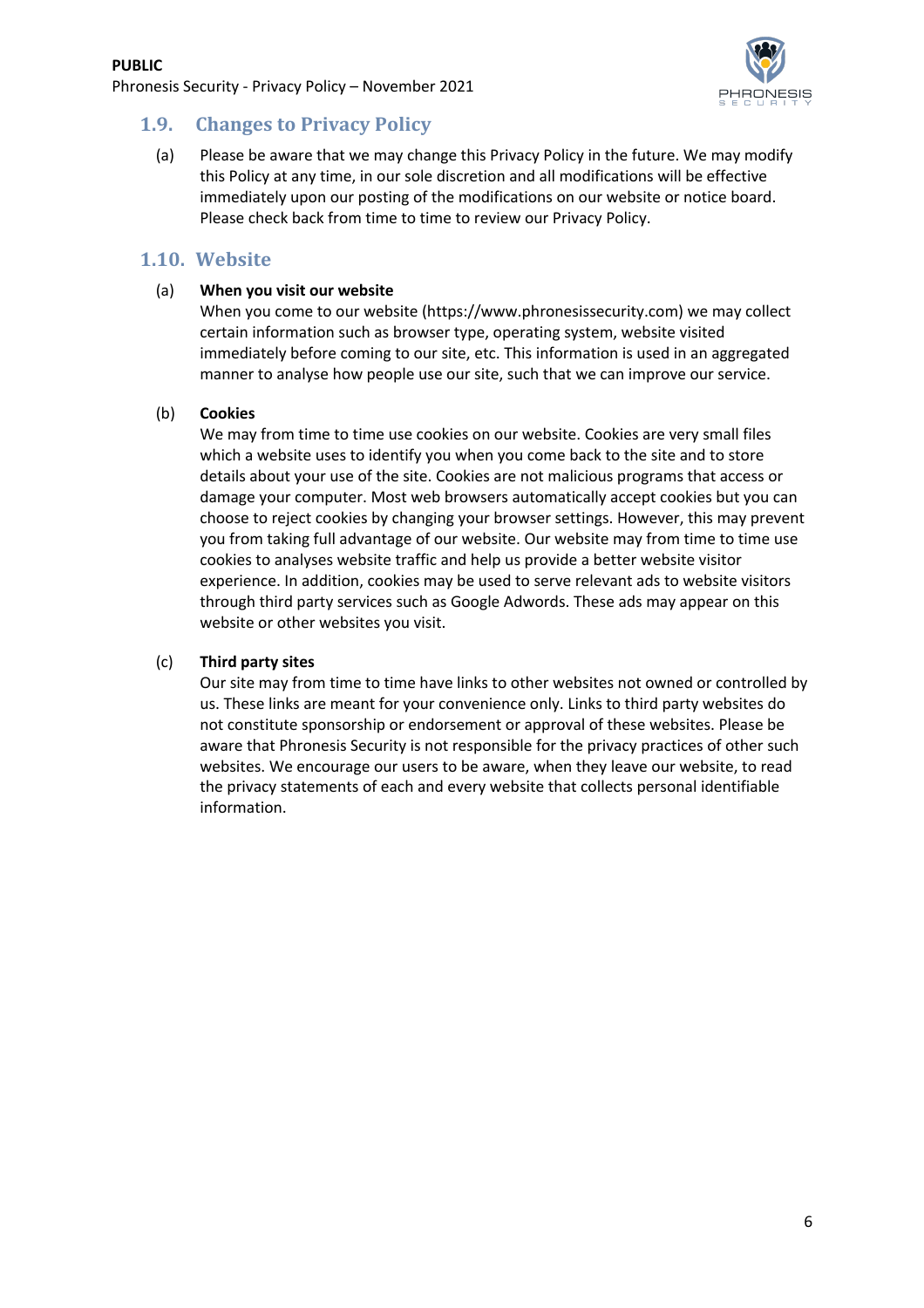## 1.9. Changes to Privacy Policy

(a) Please be aware that we may change this Privacy Policy in the future. We may modify this Policy at any time, in our sole discretion and all modifications will be effective immediately upon our posting of the modifications on our website or notice board. Please check back from time to time to review our Privacy Policy.

## 1.10. Website

(a) **When you visit our website**
When you come to our website (https://www.phronesissecurity.com) we may collect certain information such as browser type, operating system, website visited immediately before coming to our site, etc. This information is used in an aggregated manner to analyse how people use our site, such that we can improve our service.

(b) **Cookies**
We may from time to time use cookies on our website. Cookies are very small files which a website uses to identify you when you come back to the site and to store details about your use of the site. Cookies are not malicious programs that access or damage your computer. Most web browsers automatically accept cookies but you can choose to reject cookies by changing your browser settings. However, this may prevent you from taking full advantage of our website. Our website may from time to time use cookies to analyses website traffic and help us provide a better website visitor experience. In addition, cookies may be used to serve relevant ads to website visitors through third party services such as Google Adwords. These ads may appear on this website or other websites you visit.

(c) **Third party sites**
Our site may from time to time have links to other websites not owned or controlled by us. These links are meant for your convenience only. Links to third party websites do not constitute sponsorship or endorsement or approval of these websites. Please be aware that Phronesis Security is not responsible for the privacy practices of other such websites. We encourage our users to be aware, when they leave our website, to read the privacy statements of each and every website that collects personal identifiable information.